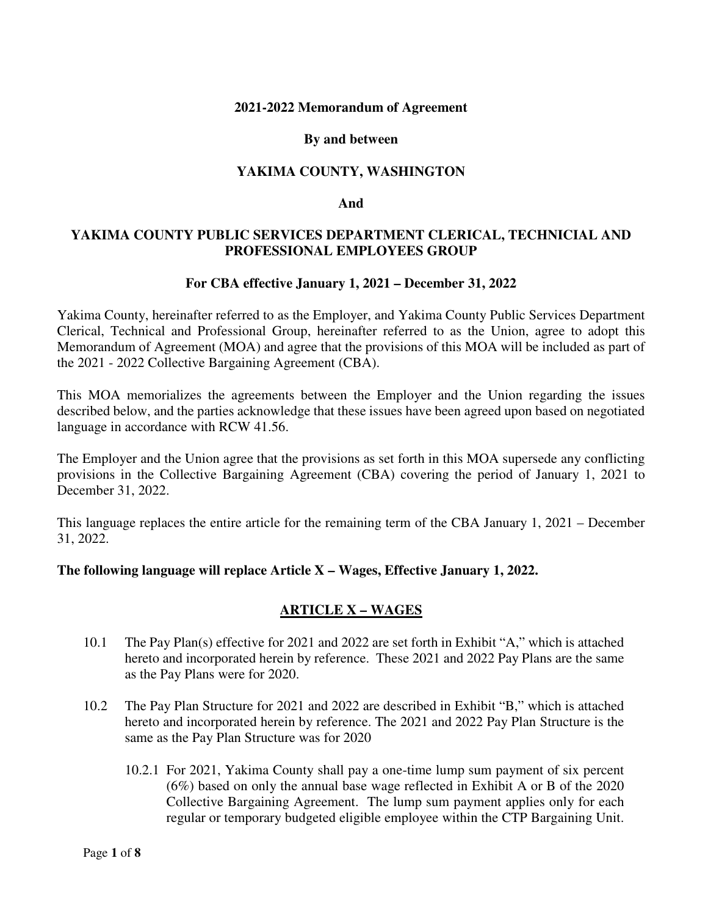**2021-2022 Memorandum of Agreement**

**By and between**

**YAKIMA COUNTY, WASHINGTON**

**And**

**YAKIMA COUNTY PUBLIC SERVICES DEPARTMENT CLERICAL, TECHNICIAL AND PROFESSIONAL EMPLOYEES GROUP**

**For CBA effective January 1, 2021 – December 31, 2022**

Yakima County, hereinafter referred to as the Employer, and Yakima County Public Services Department Clerical, Technical and Professional Group, hereinafter referred to as the Union, agree to adopt this Memorandum of Agreement (MOA) and agree that the provisions of this MOA will be included as part of the 2021 - 2022 Collective Bargaining Agreement (CBA).

This MOA memorializes the agreements between the Employer and the Union regarding the issues described below, and the parties acknowledge that these issues have been agreed upon based on negotiated language in accordance with RCW 41.56.

The Employer and the Union agree that the provisions as set forth in this MOA supersede any conflicting provisions in the Collective Bargaining Agreement (CBA) covering the period of January 1, 2021 to December 31, 2022.

This language replaces the entire article for the remaining term of the CBA January 1, 2021 – December 31, 2022.

**The following language will replace Article X – Wages, Effective January 1, 2022.**

## ARTICLE X – WAGES

10.1 The Pay Plan(s) effective for 2021 and 2022 are set forth in Exhibit "A," which is attached hereto and incorporated herein by reference. These 2021 and 2022 Pay Plans are the same as the Pay Plans were for 2020.

10.2 The Pay Plan Structure for 2021 and 2022 are described in Exhibit "B," which is attached hereto and incorporated herein by reference. The 2021 and 2022 Pay Plan Structure is the same as the Pay Plan Structure was for 2020

10.2.1 For 2021, Yakima County shall pay a one-time lump sum payment of six percent (6%) based on only the annual base wage reflected in Exhibit A or B of the 2020 Collective Bargaining Agreement. The lump sum payment applies only for each regular or temporary budgeted eligible employee within the CTP Bargaining Unit.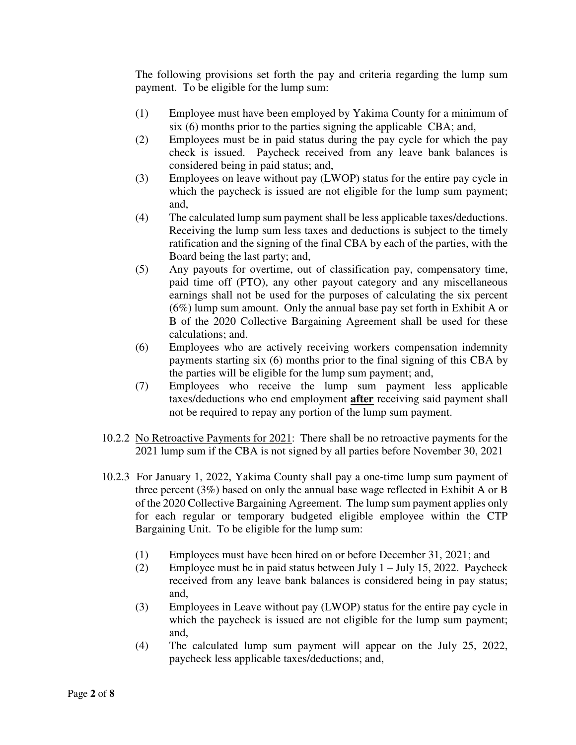The following provisions set forth the pay and criteria regarding the lump sum payment. To be eligible for the lump sum:

(1) Employee must have been employed by Yakima County for a minimum of six (6) months prior to the parties signing the applicable CBA; and,

(2) Employees must be in paid status during the pay cycle for which the pay check is issued. Paycheck received from any leave bank balances is considered being in paid status; and,

(3) Employees on leave without pay (LWOP) status for the entire pay cycle in which the paycheck is issued are not eligible for the lump sum payment; and,

(4) The calculated lump sum payment shall be less applicable taxes/deductions. Receiving the lump sum less taxes and deductions is subject to the timely ratification and the signing of the final CBA by each of the parties, with the Board being the last party; and,

(5) Any payouts for overtime, out of classification pay, compensatory time, paid time off (PTO), any other payout category and any miscellaneous earnings shall not be used for the purposes of calculating the six percent (6%) lump sum amount. Only the annual base pay set forth in Exhibit A or B of the 2020 Collective Bargaining Agreement shall be used for these calculations; and.

(6) Employees who are actively receiving workers compensation indemnity payments starting six (6) months prior to the final signing of this CBA by the parties will be eligible for the lump sum payment; and,

(7) Employees who receive the lump sum payment less applicable taxes/deductions who end employment **<u>after</u>** receiving said payment shall not be required to repay any portion of the lump sum payment.

10.2.2 <u>No Retroactive Payments for 2021</u>: There shall be no retroactive payments for the 2021 lump sum if the CBA is not signed by all parties before November 30, 2021

10.2.3 For January 1, 2022, Yakima County shall pay a one-time lump sum payment of three percent (3%) based on only the annual base wage reflected in Exhibit A or B of the 2020 Collective Bargaining Agreement. The lump sum payment applies only for each regular or temporary budgeted eligible employee within the CTP Bargaining Unit. To be eligible for the lump sum:

(1) Employees must have been hired on or before December 31, 2021; and

(2) Employee must be in paid status between July 1 – July 15, 2022. Paycheck received from any leave bank balances is considered being in pay status; and,

(3) Employees in Leave without pay (LWOP) status for the entire pay cycle in which the paycheck is issued are not eligible for the lump sum payment; and,

(4) The calculated lump sum payment will appear on the July 25, 2022, paycheck less applicable taxes/deductions; and,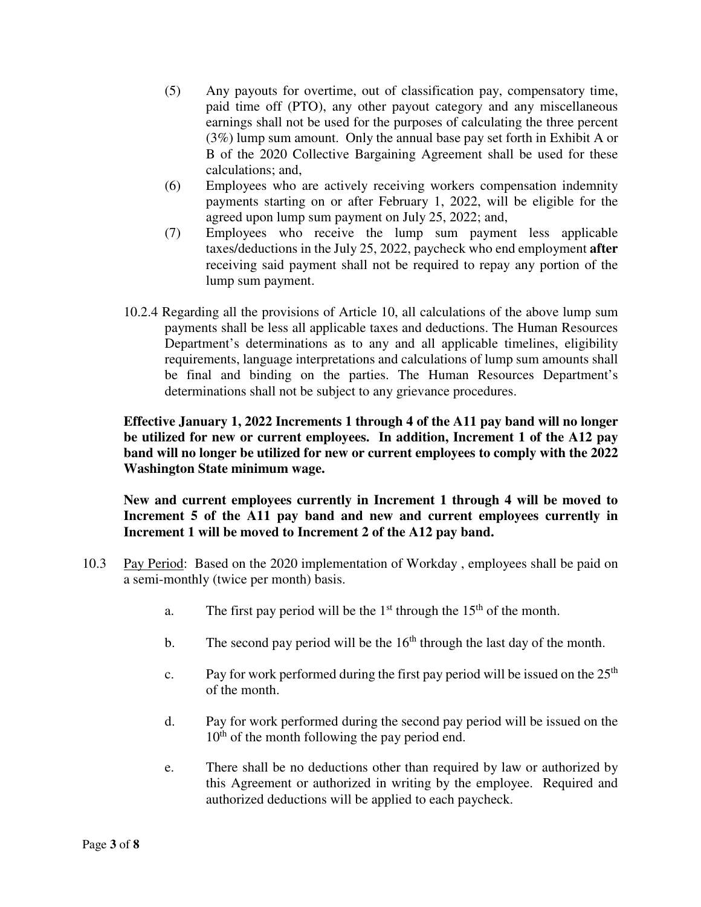(5) Any payouts for overtime, out of classification pay, compensatory time, paid time off (PTO), any other payout category and any miscellaneous earnings shall not be used for the purposes of calculating the three percent (3%) lump sum amount. Only the annual base pay set forth in Exhibit A or B of the 2020 Collective Bargaining Agreement shall be used for these calculations; and,

(6) Employees who are actively receiving workers compensation indemnity payments starting on or after February 1, 2022, will be eligible for the agreed upon lump sum payment on July 25, 2022; and,

(7) Employees who receive the lump sum payment less applicable taxes/deductions in the July 25, 2022, paycheck who end employment **after** receiving said payment shall not be required to repay any portion of the lump sum payment.

10.2.4 Regarding all the provisions of Article 10, all calculations of the above lump sum payments shall be less all applicable taxes and deductions. The Human Resources Department's determinations as to any and all applicable timelines, eligibility requirements, language interpretations and calculations of lump sum amounts shall be final and binding on the parties. The Human Resources Department's determinations shall not be subject to any grievance procedures.

**Effective January 1, 2022 Increments 1 through 4 of the A11 pay band will no longer be utilized for new or current employees. In addition, Increment 1 of the A12 pay band will no longer be utilized for new or current employees to comply with the 2022 Washington State minimum wage.**

**New and current employees currently in Increment 1 through 4 will be moved to Increment 5 of the A11 pay band and new and current employees currently in Increment 1 will be moved to Increment 2 of the A12 pay band.**

10.3 Pay Period: Based on the 2020 implementation of Workday , employees shall be paid on a semi-monthly (twice per month) basis.

a. The first pay period will be the 1st through the 15th of the month.

b. The second pay period will be the 16th through the last day of the month.

c. Pay for work performed during the first pay period will be issued on the 25th of the month.

d. Pay for work performed during the second pay period will be issued on the 10th of the month following the pay period end.

e. There shall be no deductions other than required by law or authorized by this Agreement or authorized in writing by the employee. Required and authorized deductions will be applied to each paycheck.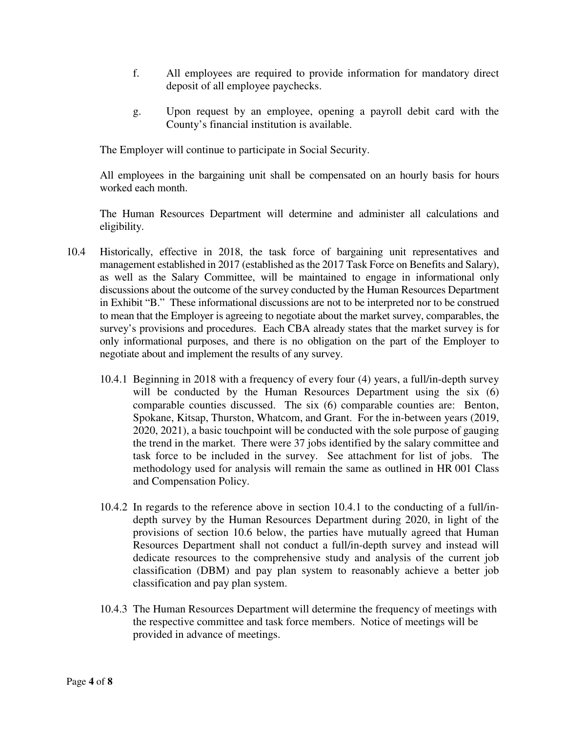f. All employees are required to provide information for mandatory direct deposit of all employee paychecks.

g. Upon request by an employee, opening a payroll debit card with the County's financial institution is available.

The Employer will continue to participate in Social Security.

All employees in the bargaining unit shall be compensated on an hourly basis for hours worked each month.

The Human Resources Department will determine and administer all calculations and eligibility.

10.4 Historically, effective in 2018, the task force of bargaining unit representatives and management established in 2017 (established as the 2017 Task Force on Benefits and Salary), as well as the Salary Committee, will be maintained to engage in informational only discussions about the outcome of the survey conducted by the Human Resources Department in Exhibit "B." These informational discussions are not to be interpreted nor to be construed to mean that the Employer is agreeing to negotiate about the market survey, comparables, the survey's provisions and procedures. Each CBA already states that the market survey is for only informational purposes, and there is no obligation on the part of the Employer to negotiate about and implement the results of any survey.

10.4.1 Beginning in 2018 with a frequency of every four (4) years, a full/in-depth survey will be conducted by the Human Resources Department using the six (6) comparable counties discussed. The six (6) comparable counties are: Benton, Spokane, Kitsap, Thurston, Whatcom, and Grant. For the in-between years (2019, 2020, 2021), a basic touchpoint will be conducted with the sole purpose of gauging the trend in the market. There were 37 jobs identified by the salary committee and task force to be included in the survey. See attachment for list of jobs. The methodology used for analysis will remain the same as outlined in HR 001 Class and Compensation Policy.

10.4.2 In regards to the reference above in section 10.4.1 to the conducting of a full/in-depth survey by the Human Resources Department during 2020, in light of the provisions of section 10.6 below, the parties have mutually agreed that Human Resources Department shall not conduct a full/in-depth survey and instead will dedicate resources to the comprehensive study and analysis of the current job classification (DBM) and pay plan system to reasonably achieve a better job classification and pay plan system.

10.4.3 The Human Resources Department will determine the frequency of meetings with the respective committee and task force members. Notice of meetings will be provided in advance of meetings.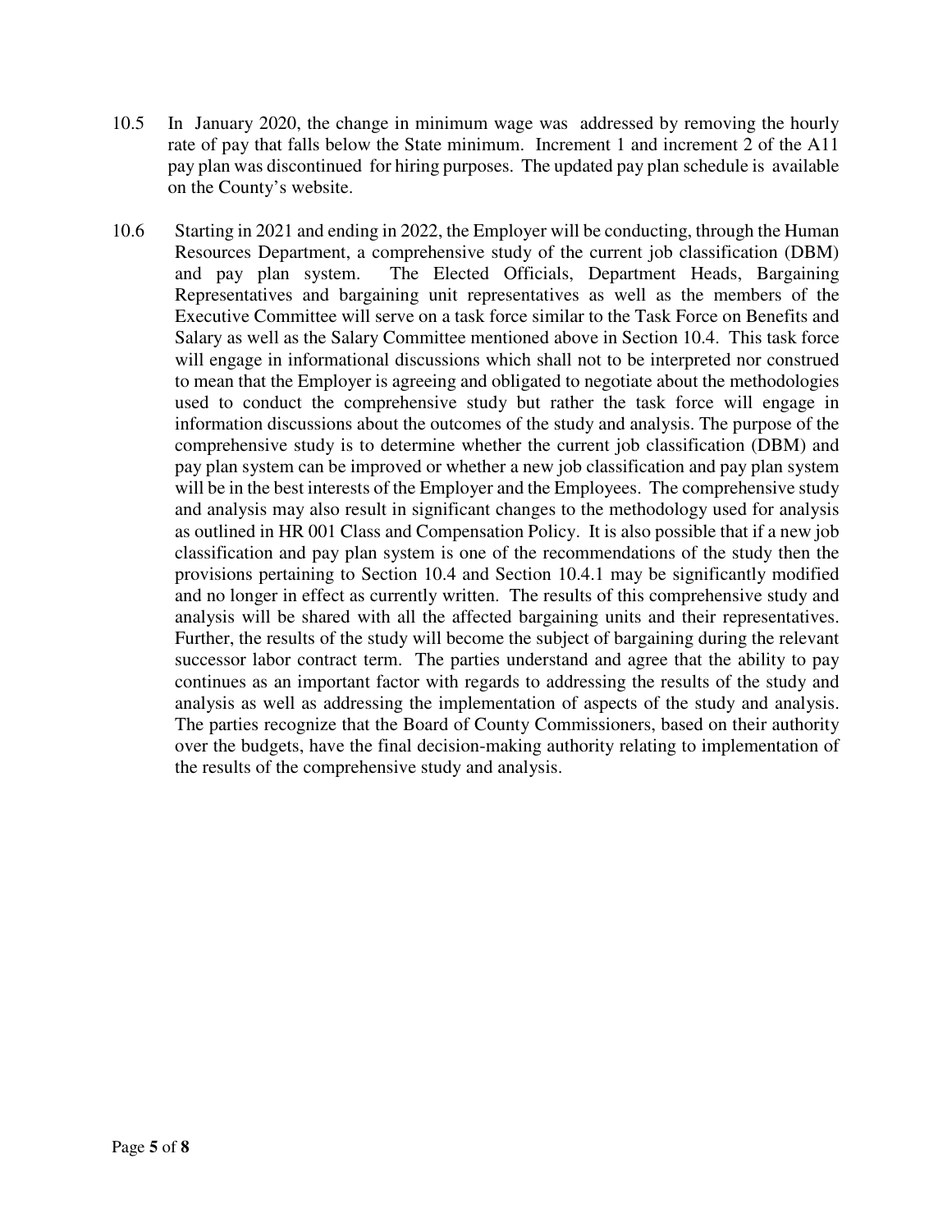10.5 In January 2020, the change in minimum wage was addressed by removing the hourly rate of pay that falls below the State minimum. Increment 1 and increment 2 of the A11 pay plan was discontinued for hiring purposes. The updated pay plan schedule is available on the County's website.

10.6 Starting in 2021 and ending in 2022, the Employer will be conducting, through the Human Resources Department, a comprehensive study of the current job classification (DBM) and pay plan system. The Elected Officials, Department Heads, Bargaining Representatives and bargaining unit representatives as well as the members of the Executive Committee will serve on a task force similar to the Task Force on Benefits and Salary as well as the Salary Committee mentioned above in Section 10.4. This task force will engage in informational discussions which shall not to be interpreted nor construed to mean that the Employer is agreeing and obligated to negotiate about the methodologies used to conduct the comprehensive study but rather the task force will engage in information discussions about the outcomes of the study and analysis. The purpose of the comprehensive study is to determine whether the current job classification (DBM) and pay plan system can be improved or whether a new job classification and pay plan system will be in the best interests of the Employer and the Employees. The comprehensive study and analysis may also result in significant changes to the methodology used for analysis as outlined in HR 001 Class and Compensation Policy. It is also possible that if a new job classification and pay plan system is one of the recommendations of the study then the provisions pertaining to Section 10.4 and Section 10.4.1 may be significantly modified and no longer in effect as currently written. The results of this comprehensive study and analysis will be shared with all the affected bargaining units and their representatives. Further, the results of the study will become the subject of bargaining during the relevant successor labor contract term. The parties understand and agree that the ability to pay continues as an important factor with regards to addressing the results of the study and analysis as well as addressing the implementation of aspects of the study and analysis. The parties recognize that the Board of County Commissioners, based on their authority over the budgets, have the final decision-making authority relating to implementation of the results of the comprehensive study and analysis.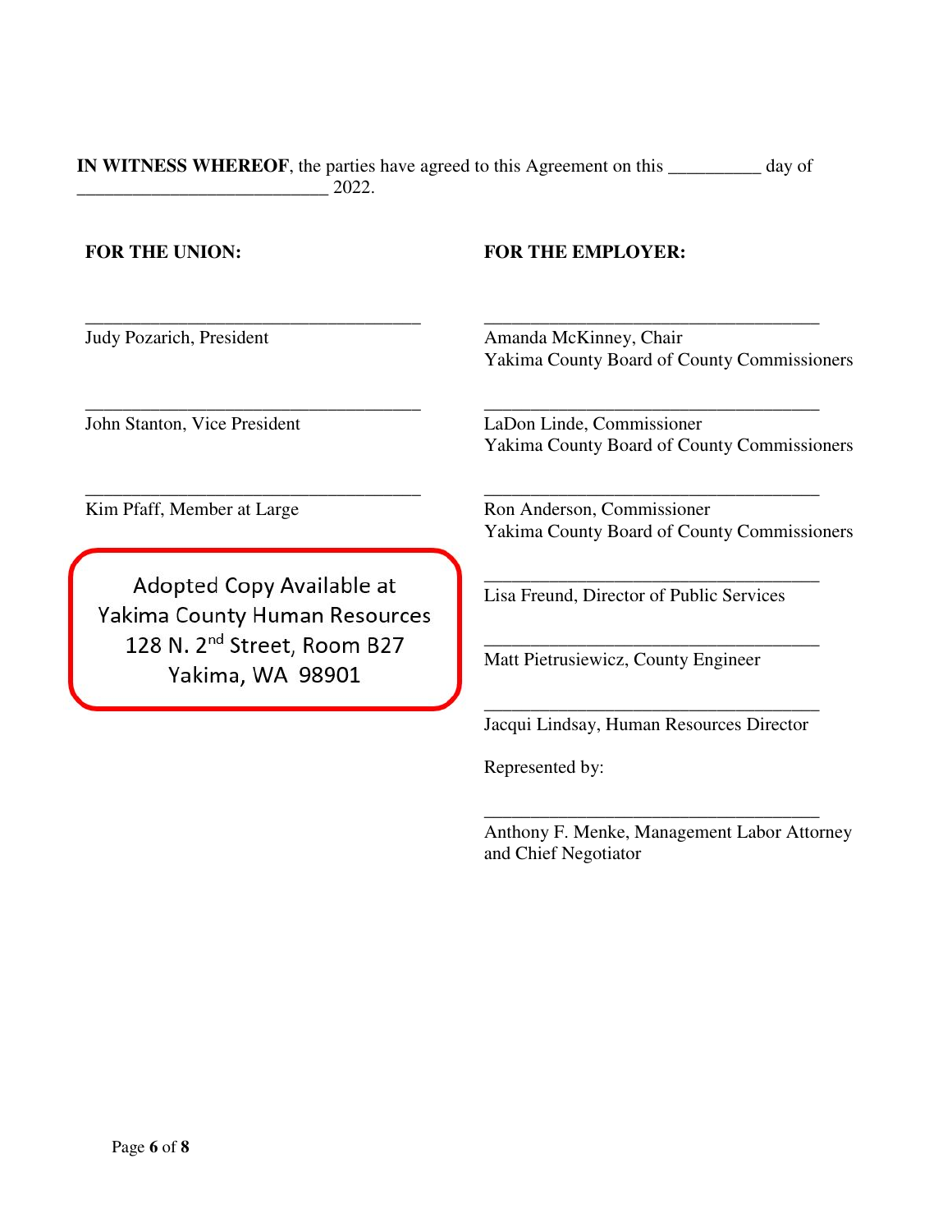**IN WITNESS WHEREOF**, the parties have agreed to this Agreement on this __________ day of ___________________________ 2022.

**FOR THE UNION:**

_____________________________________
Judy Pozarich, President

_____________________________________
John Stanton, Vice President

_____________________________________
Kim Pfaff, Member at Large

Adopted Copy Available at
Yakima County Human Resources
128 N. 2nd Street, Room B27
Yakima, WA 98901

**FOR THE EMPLOYER:**

_____________________________________
Amanda McKinney, Chair
Yakima County Board of County Commissioners

_____________________________________
LaDon Linde, Commissioner
Yakima County Board of County Commissioners

_____________________________________
Ron Anderson, Commissioner
Yakima County Board of County Commissioners

_____________________________________
Lisa Freund, Director of Public Services

_____________________________________
Matt Pietrusiewicz, County Engineer

_____________________________________
Jacqui Lindsay, Human Resources Director

Represented by:

_____________________________________
Anthony F. Menke, Management Labor Attorney and Chief Negotiator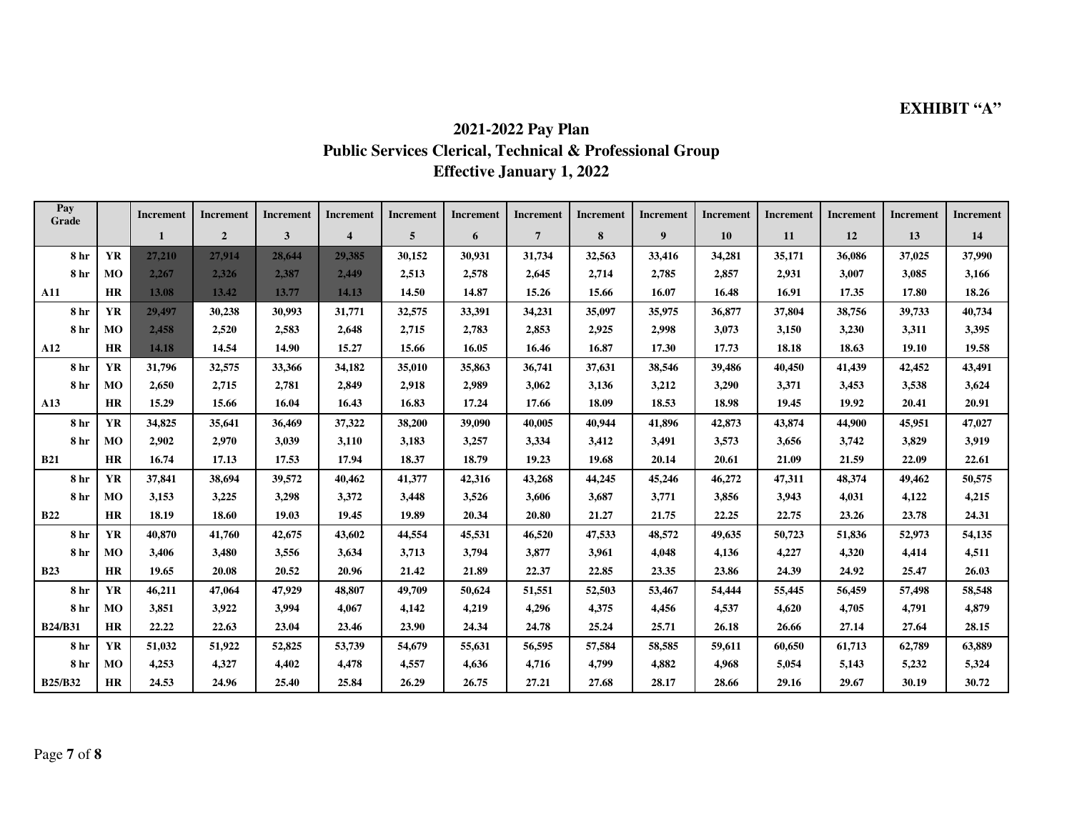**EXHIBIT "A"**

# 2021-2022 Pay Plan
## Public Services Clerical, Technical & Professional Group
## Effective January 1, 2022

| Pay Grade | | Increment 1 | Increment 2 | Increment 3 | Increment 4 | Increment 5 | Increment 6 | Increment 7 | Increment 8 | Increment 9 | Increment 10 | Increment 11 | Increment 12 | Increment 13 | Increment 14 |
|---|---|---|---|---|---|---|---|---|---|---|---|---|---|---|---|
| 8 hr | YR | 27,210 | 27,914 | 28,644 | 29,385 | 30,152 | 30,931 | 31,734 | 32,563 | 33,416 | 34,281 | 35,171 | 36,086 | 37,025 | 37,990 |
| 8 hr | MO | 2,267 | 2,326 | 2,387 | 2,449 | 2,513 | 2,578 | 2,645 | 2,714 | 2,785 | 2,857 | 2,931 | 3,007 | 3,085 | 3,166 |
| A11 | HR | 13.08 | 13.42 | 13.77 | 14.13 | 14.50 | 14.87 | 15.26 | 15.66 | 16.07 | 16.48 | 16.91 | 17.35 | 17.80 | 18.26 |
| 8 hr | YR | 29,497 | 30,238 | 30,993 | 31,771 | 32,575 | 33,391 | 34,231 | 35,097 | 35,975 | 36,877 | 37,804 | 38,756 | 39,733 | 40,734 |
| 8 hr | MO | 2,458 | 2,520 | 2,583 | 2,648 | 2,715 | 2,783 | 2,853 | 2,925 | 2,998 | 3,073 | 3,150 | 3,230 | 3,311 | 3,395 |
| A12 | HR | 14.18 | 14.54 | 14.90 | 15.27 | 15.66 | 16.05 | 16.46 | 16.87 | 17.30 | 17.73 | 18.18 | 18.63 | 19.10 | 19.58 |
| 8 hr | YR | 31,796 | 32,575 | 33,366 | 34,182 | 35,010 | 35,863 | 36,741 | 37,631 | 38,546 | 39,486 | 40,450 | 41,439 | 42,452 | 43,491 |
| 8 hr | MO | 2,650 | 2,715 | 2,781 | 2,849 | 2,918 | 2,989 | 3,062 | 3,136 | 3,212 | 3,290 | 3,371 | 3,453 | 3,538 | 3,624 |
| A13 | HR | 15.29 | 15.66 | 16.04 | 16.43 | 16.83 | 17.24 | 17.66 | 18.09 | 18.53 | 18.98 | 19.45 | 19.92 | 20.41 | 20.91 |
| 8 hr | YR | 34,825 | 35,641 | 36,469 | 37,322 | 38,200 | 39,090 | 40,005 | 40,944 | 41,896 | 42,873 | 43,874 | 44,900 | 45,951 | 47,027 |
| 8 hr | MO | 2,902 | 2,970 | 3,039 | 3,110 | 3,183 | 3,257 | 3,334 | 3,412 | 3,491 | 3,573 | 3,656 | 3,742 | 3,829 | 3,919 |
| B21 | HR | 16.74 | 17.13 | 17.53 | 17.94 | 18.37 | 18.79 | 19.23 | 19.68 | 20.14 | 20.61 | 21.09 | 21.59 | 22.09 | 22.61 |
| 8 hr | YR | 37,841 | 38,694 | 39,572 | 40,462 | 41,377 | 42,316 | 43,268 | 44,245 | 45,246 | 46,272 | 47,311 | 48,374 | 49,462 | 50,575 |
| 8 hr | MO | 3,153 | 3,225 | 3,298 | 3,372 | 3,448 | 3,526 | 3,606 | 3,687 | 3,771 | 3,856 | 3,943 | 4,031 | 4,122 | 4,215 |
| B22 | HR | 18.19 | 18.60 | 19.03 | 19.45 | 19.89 | 20.34 | 20.80 | 21.27 | 21.75 | 22.25 | 22.75 | 23.26 | 23.78 | 24.31 |
| 8 hr | YR | 40,870 | 41,760 | 42,675 | 43,602 | 44,554 | 45,531 | 46,520 | 47,533 | 48,572 | 49,635 | 50,723 | 51,836 | 52,973 | 54,135 |
| 8 hr | MO | 3,406 | 3,480 | 3,556 | 3,634 | 3,713 | 3,794 | 3,877 | 3,961 | 4,048 | 4,136 | 4,227 | 4,320 | 4,414 | 4,511 |
| B23 | HR | 19.65 | 20.08 | 20.52 | 20.96 | 21.42 | 21.89 | 22.37 | 22.85 | 23.35 | 23.86 | 24.39 | 24.92 | 25.47 | 26.03 |
| 8 hr | YR | 46,211 | 47,064 | 47,929 | 48,807 | 49,709 | 50,624 | 51,551 | 52,503 | 53,467 | 54,444 | 55,445 | 56,459 | 57,498 | 58,548 |
| 8 hr | MO | 3,851 | 3,922 | 3,994 | 4,067 | 4,142 | 4,219 | 4,296 | 4,375 | 4,456 | 4,537 | 4,620 | 4,705 | 4,791 | 4,879 |
| B24/B31 | HR | 22.22 | 22.63 | 23.04 | 23.46 | 23.90 | 24.34 | 24.78 | 25.24 | 25.71 | 26.18 | 26.66 | 27.14 | 27.64 | 28.15 |
| 8 hr | YR | 51,032 | 51,922 | 52,825 | 53,739 | 54,679 | 55,631 | 56,595 | 57,584 | 58,585 | 59,611 | 60,650 | 61,713 | 62,789 | 63,889 |
| 8 hr | MO | 4,253 | 4,327 | 4,402 | 4,478 | 4,557 | 4,636 | 4,716 | 4,799 | 4,882 | 4,968 | 5,054 | 5,143 | 5,232 | 5,324 |
| B25/B32 | HR | 24.53 | 24.96 | 25.40 | 25.84 | 26.29 | 26.75 | 27.21 | 27.68 | 28.17 | 28.66 | 29.16 | 29.67 | 30.19 | 30.72 |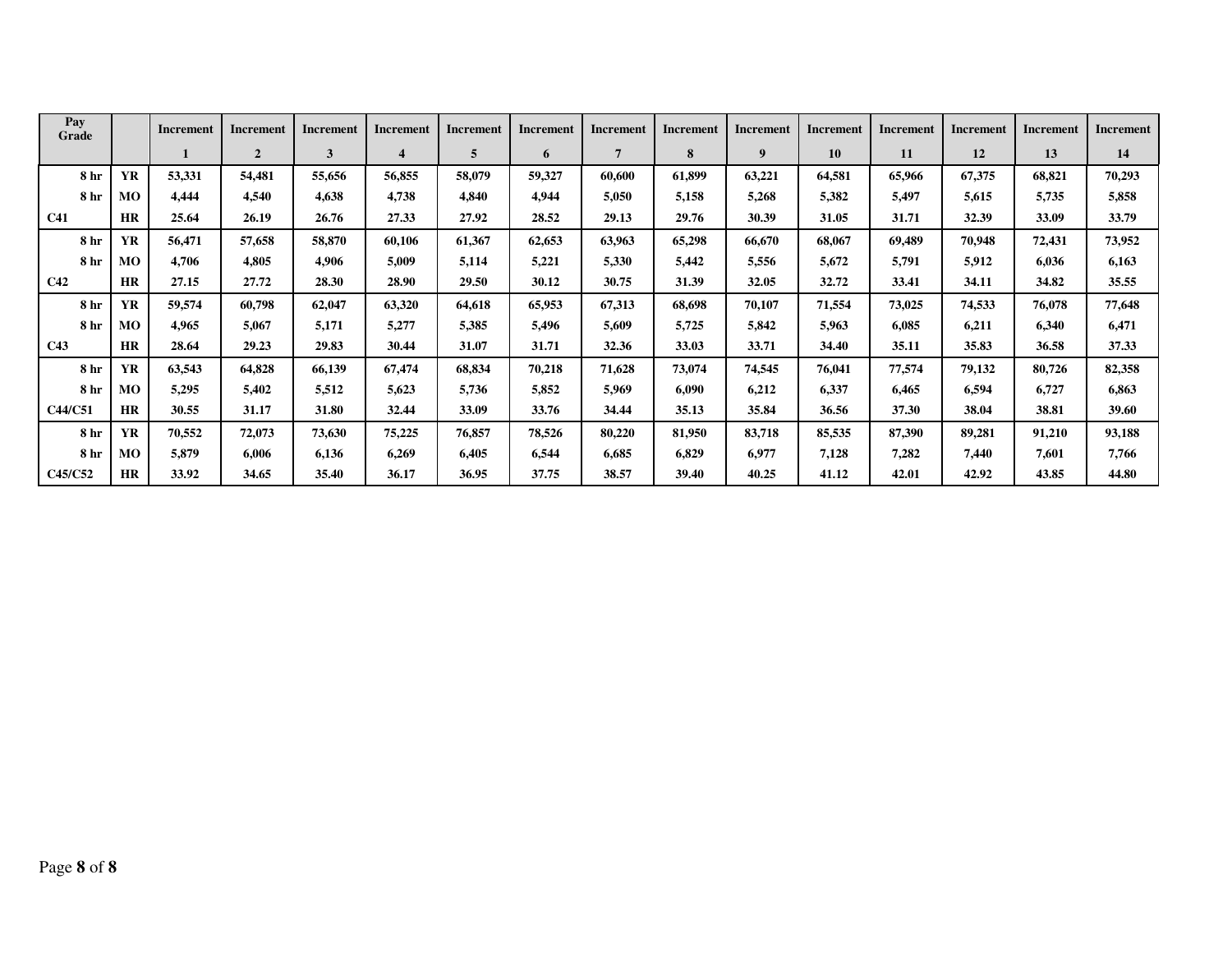| Pay Grade | | Increment 1 | Increment 2 | Increment 3 | Increment 4 | Increment 5 | Increment 6 | Increment 7 | Increment 8 | Increment 9 | Increment 10 | Increment 11 | Increment 12 | Increment 13 | Increment 14 |
|---|---|---|---|---|---|---|---|---|---|---|---|---|---|---|---|
| 8 hr | YR | 53,331 | 54,481 | 55,656 | 56,855 | 58,079 | 59,327 | 60,600 | 61,899 | 63,221 | 64,581 | 65,966 | 67,375 | 68,821 | 70,293 |
| 8 hr | MO | 4,444 | 4,540 | 4,638 | 4,738 | 4,840 | 4,944 | 5,050 | 5,158 | 5,268 | 5,382 | 5,497 | 5,615 | 5,735 | 5,858 |
| C41 | HR | 25.64 | 26.19 | 26.76 | 27.33 | 27.92 | 28.52 | 29.13 | 29.76 | 30.39 | 31.05 | 31.71 | 32.39 | 33.09 | 33.79 |
| 8 hr | YR | 56,471 | 57,658 | 58,870 | 60,106 | 61,367 | 62,653 | 63,963 | 65,298 | 66,670 | 68,067 | 69,489 | 70,948 | 72,431 | 73,952 |
| 8 hr | MO | 4,706 | 4,805 | 4,906 | 5,009 | 5,114 | 5,221 | 5,330 | 5,442 | 5,556 | 5,672 | 5,791 | 5,912 | 6,036 | 6,163 |
| C42 | HR | 27.15 | 27.72 | 28.30 | 28.90 | 29.50 | 30.12 | 30.75 | 31.39 | 32.05 | 32.72 | 33.41 | 34.11 | 34.82 | 35.55 |
| 8 hr | YR | 59,574 | 60,798 | 62,047 | 63,320 | 64,618 | 65,953 | 67,313 | 68,698 | 70,107 | 71,554 | 73,025 | 74,533 | 76,078 | 77,648 |
| 8 hr | MO | 4,965 | 5,067 | 5,171 | 5,277 | 5,385 | 5,496 | 5,609 | 5,725 | 5,842 | 5,963 | 6,085 | 6,211 | 6,340 | 6,471 |
| C43 | HR | 28.64 | 29.23 | 29.83 | 30.44 | 31.07 | 31.71 | 32.36 | 33.03 | 33.71 | 34.40 | 35.11 | 35.83 | 36.58 | 37.33 |
| 8 hr | YR | 63,543 | 64,828 | 66,139 | 67,474 | 68,834 | 70,218 | 71,628 | 73,074 | 74,545 | 76,041 | 77,574 | 79,132 | 80,726 | 82,358 |
| 8 hr | MO | 5,295 | 5,402 | 5,512 | 5,623 | 5,736 | 5,852 | 5,969 | 6,090 | 6,212 | 6,337 | 6,465 | 6,594 | 6,727 | 6,863 |
| C44/C51 | HR | 30.55 | 31.17 | 31.80 | 32.44 | 33.09 | 33.76 | 34.44 | 35.13 | 35.84 | 36.56 | 37.30 | 38.04 | 38.81 | 39.60 |
| 8 hr | YR | 70,552 | 72,073 | 73,630 | 75,225 | 76,857 | 78,526 | 80,220 | 81,950 | 83,718 | 85,535 | 87,390 | 89,281 | 91,210 | 93,188 |
| 8 hr | MO | 5,879 | 6,006 | 6,136 | 6,269 | 6,405 | 6,544 | 6,685 | 6,829 | 6,977 | 7,128 | 7,282 | 7,440 | 7,601 | 7,766 |
| C45/C52 | HR | 33.92 | 34.65 | 35.40 | 36.17 | 36.95 | 37.75 | 38.57 | 39.40 | 40.25 | 41.12 | 42.01 | 42.92 | 43.85 | 44.80 |